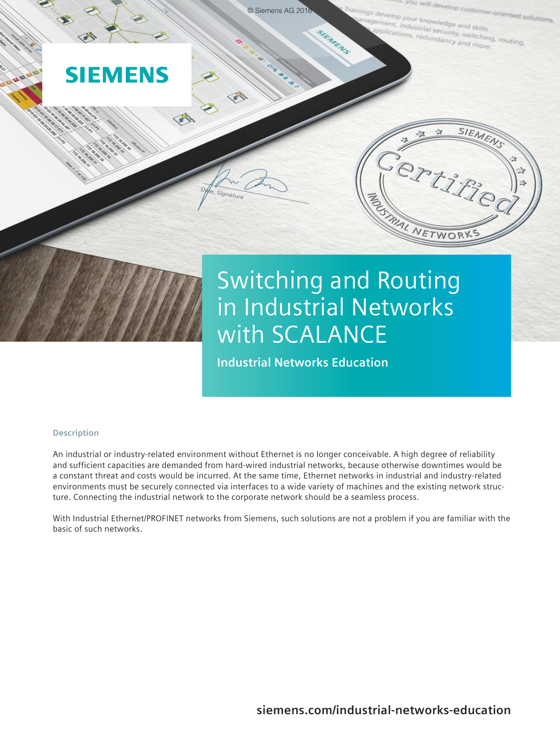# Switching and Routing in Industrial Networks with SCALANCE

**Industrial Networks Education**

## Description

An industrial or industry-related environment without Ethernet is no longer conceivable. A high degree of reliability and sufficient capacities are demanded from hard-wired industrial networks, because otherwise downtimes would be a constant threat and costs would be incurred. At the same time, Ethernet networks in industrial and industry-related environments must be securely connected via interfaces to a wide variety of machines and the existing network structure. Connecting the industrial network to the corporate network should be a seamless process.

With Industrial Ethernet/PROFINET networks from Siemens, such solutions are not a problem if you are familiar with the basic of such networks.

**siemens.com/industrial-networks-education**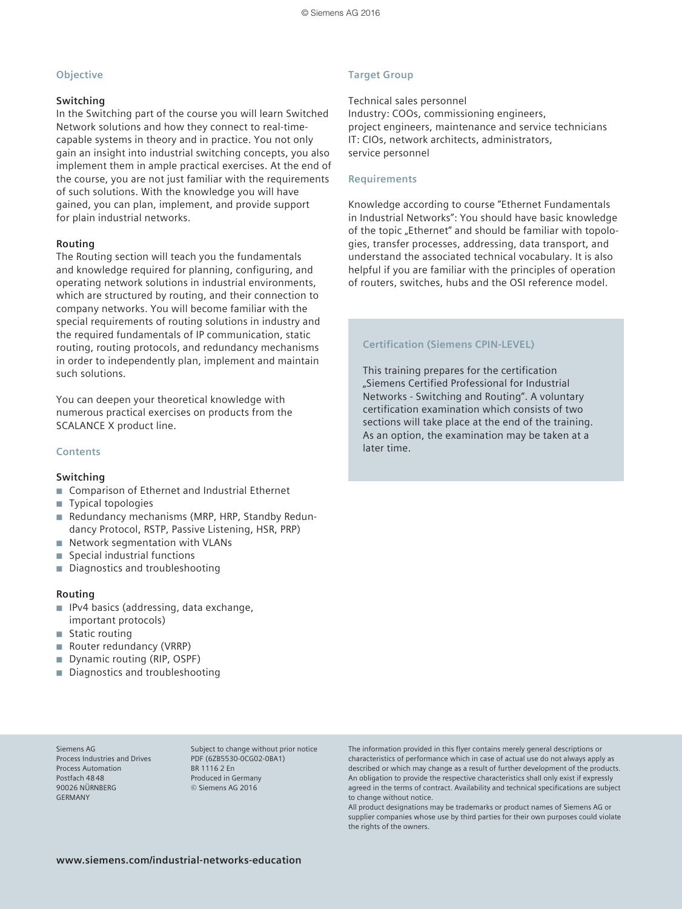## Objective

### Switching

In the Switching part of the course you will learn Switched Network solutions and how they connect to real-time-capable systems in theory and in practice. You not only gain an insight into industrial switching concepts, you also implement them in ample practical exercises. At the end of the course, you are not just familiar with the requirements of such solutions. With the knowledge you will have gained, you can plan, implement, and provide support for plain industrial networks.

### Routing

The Routing section will teach you the fundamentals and knowledge required for planning, configuring, and operating network solutions in industrial environments, which are structured by routing, and their connection to company networks. You will become familiar with the special requirements of routing solutions in industry and the required fundamentals of IP communication, static routing, routing protocols, and redundancy mechanisms in order to independently plan, implement and maintain such solutions.

You can deepen your theoretical knowledge with numerous practical exercises on products from the SCALANCE X product line.

## Contents

### Switching

- Comparison of Ethernet and Industrial Ethernet
- Typical topologies
- Redundancy mechanisms (MRP, HRP, Standby Redundancy Protocol, RSTP, Passive Listening, HSR, PRP)
- Network segmentation with VLANs
- Special industrial functions
- Diagnostics and troubleshooting

### Routing

- IPv4 basics (addressing, data exchange, important protocols)
- Static routing
- Router redundancy (VRRP)
- Dynamic routing (RIP, OSPF)
- Diagnostics and troubleshooting

## Target Group

Technical sales personnel
Industry: COOs, commissioning engineers, project engineers, maintenance and service technicians
IT: CIOs, network architects, administrators, service personnel

## Requirements

Knowledge according to course "Ethernet Fundamentals in Industrial Networks": You should have basic knowledge of the topic „Ethernet" and should be familiar with topologies, transfer processes, addressing, data transport, and understand the associated technical vocabulary. It is also helpful if you are familiar with the principles of operation of routers, switches, hubs and the OSI reference model.

## Certification (Siemens CPIN-LEVEL)

This training prepares for the certification „Siemens Certified Professional for Industrial Networks - Switching and Routing". A voluntary certification examination which consists of two sections will take place at the end of the training. As an option, the examination may be taken at a later time.

Siemens AG
Process Industries and Drives
Process Automation
Postfach 4848
90026 NÜRNBERG
GERMANY

Subject to change without prior notice
PDF (6ZB5530-0CG02-0BA1)
BR 1116 2 En
Produced in Germany
© Siemens AG 2016

The information provided in this flyer contains merely general descriptions or characteristics of performance which in case of actual use do not always apply as described or which may change as a result of further development of the products. An obligation to provide the respective characteristics shall only exist if expressly agreed in the terms of contract. Availability and technical specifications are subject to change without notice.
All product designations may be trademarks or product names of Siemens AG or supplier companies whose use by third parties for their own purposes could violate the rights of the owners.

**www.siemens.com/industrial-networks-education**